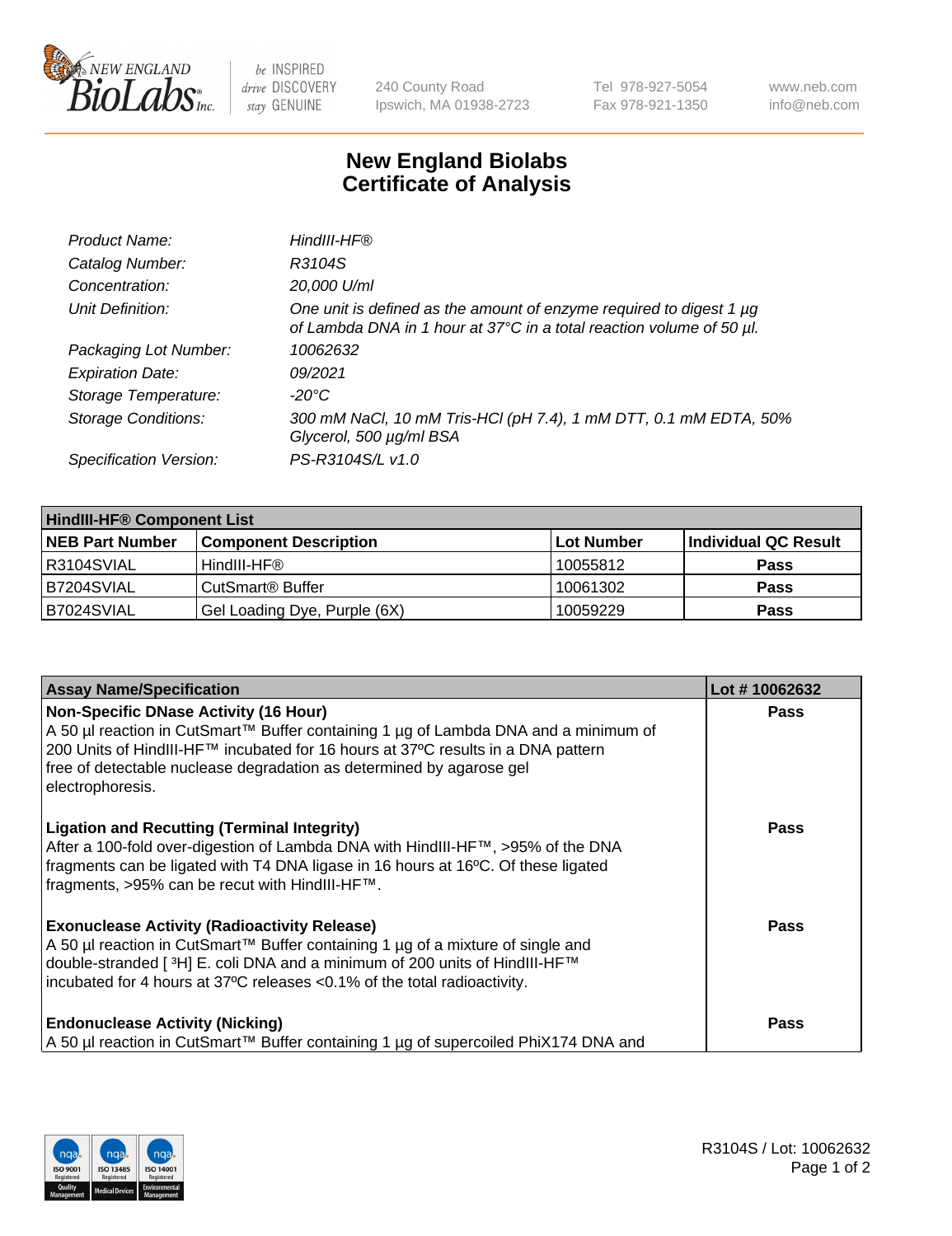NEW ENGLAND BioLabs Inc. — be INSPIRED drive DISCOVERY stay GENUINE

240 County Road
Ipswich, MA 01938-2723

Tel 978-927-5054
Fax 978-921-1350

www.neb.com
info@neb.com

# New England Biolabs
# Certificate of Analysis

| | |
|---|---|
| *Product Name:* | *HindIII-HF®* |
| *Catalog Number:* | *R3104S* |
| *Concentration:* | *20,000 U/ml* |
| *Unit Definition:* | *One unit is defined as the amount of enzyme required to digest 1 µg of Lambda DNA in 1 hour at 37°C in a total reaction volume of 50 µl.* |
| *Packaging Lot Number:* | *10062632* |
| *Expiration Date:* | *09/2021* |
| *Storage Temperature:* | *-20°C* |
| *Storage Conditions:* | *300 mM NaCl, 10 mM Tris-HCl (pH 7.4), 1 mM DTT, 0.1 mM EDTA, 50% Glycerol, 500 µg/ml BSA* |
| *Specification Version:* | *PS-R3104S/L v1.0* |

| **HindIII-HF® Component List** | | | |
|---|---|---|---|
| **NEB Part Number** | **Component Description** | **Lot Number** | **Individual QC Result** |
| R3104SVIAL | HindIII-HF® | 10055812 | **Pass** |
| B7204SVIAL | CutSmart® Buffer | 10061302 | **Pass** |
| B7024SVIAL | Gel Loading Dye, Purple (6X) | 10059229 | **Pass** |

| **Assay Name/Specification** | **Lot # 10062632** |
|---|---|
| **Non-Specific DNase Activity (16 Hour)** A 50 µl reaction in CutSmart™ Buffer containing 1 µg of Lambda DNA and a minimum of 200 Units of HindIII-HF™ incubated for 16 hours at 37ºC results in a DNA pattern free of detectable nuclease degradation as determined by agarose gel electrophoresis. | **Pass** |
| **Ligation and Recutting (Terminal Integrity)** After a 100-fold over-digestion of Lambda DNA with HindIII-HF™, >95% of the DNA fragments can be ligated with T4 DNA ligase in 16 hours at 16ºC. Of these ligated fragments, >95% can be recut with HindIII-HF™. | **Pass** |
| **Exonuclease Activity (Radioactivity Release)** A 50 µl reaction in CutSmart™ Buffer containing 1 µg of a mixture of single and double-stranded [ $^3$H] E. coli DNA and a minimum of 200 units of HindIII-HF™ incubated for 4 hours at 37ºC releases <0.1% of the total radioactivity. | **Pass** |
| **Endonuclease Activity (Nicking)** A 50 µl reaction in CutSmart™ Buffer containing 1 µg of supercoiled PhiX174 DNA and | **Pass** |

R3104S / Lot: 10062632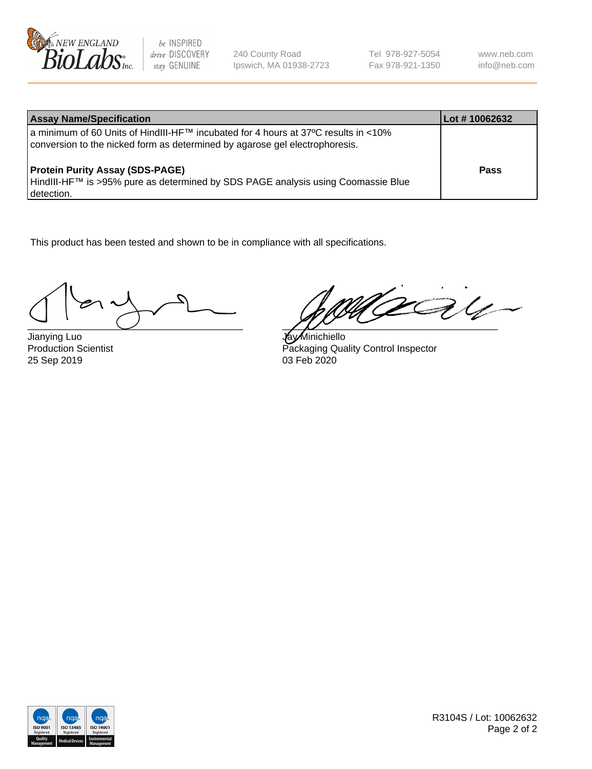NEW ENGLAND BioLabs Inc. — be INSPIRED drive DISCOVERY stay GENUINE

240 County Road
Ipswich, MA 01938-2723

Tel 978-927-5054
Fax 978-921-1350

www.neb.com
info@neb.com

| Assay Name/Specification | Lot # 10062632 |
| --- | --- |
| a minimum of 60 Units of HindIII-HF™ incubated for 4 hours at 37ºC results in <10% conversion to the nicked form as determined by agarose gel electrophoresis. | |
| **Protein Purity Assay (SDS-PAGE)**<br>HindIII-HF™ is >95% pure as determined by SDS PAGE analysis using Coomassie Blue detection. | **Pass** |

This product has been tested and shown to be in compliance with all specifications.

Jianying Luo
Production Scientist
25 Sep 2019

Jay Minichiello
Packaging Quality Control Inspector
03 Feb 2020

R3104S / Lot: 10062632